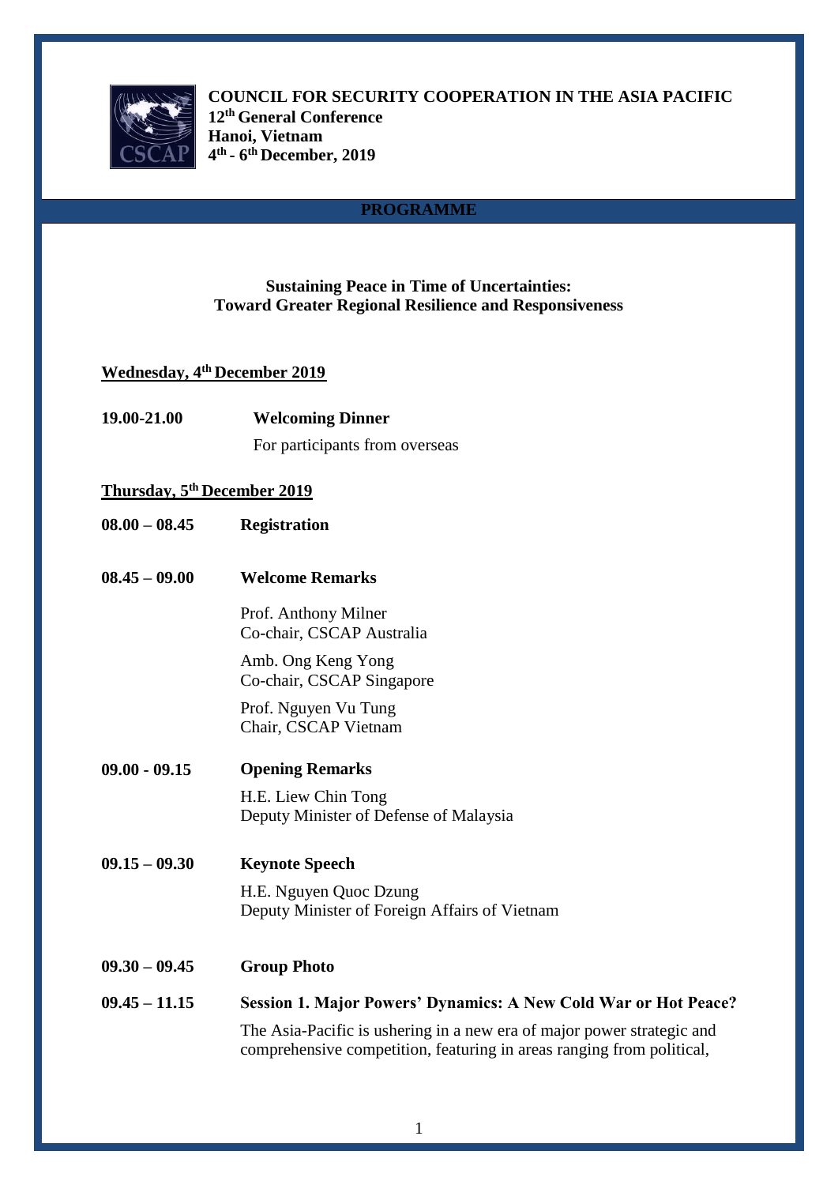**COUNCIL FOR SECURITY COOPERATION IN THE ASIA PACIFIC**
**12th General Conference**
**Hanoi, Vietnam**
**4th - 6th December, 2019**

## PROGRAMME

### Sustaining Peace in Time of Uncertainties: Toward Greater Regional Resilience and Responsiveness

**Wednesday, 4th December 2019**

**19.00-21.00** **Welcoming Dinner**

For participants from overseas

**Thursday, 5th December 2019**

**08.00 – 08.45** **Registration**

**08.45 – 09.00** **Welcome Remarks**

Prof. Anthony Milner
Co-chair, CSCAP Australia

Amb. Ong Keng Yong
Co-chair, CSCAP Singapore

Prof. Nguyen Vu Tung
Chair, CSCAP Vietnam

**09.00 - 09.15** **Opening Remarks**

H.E. Liew Chin Tong
Deputy Minister of Defense of Malaysia

**09.15 – 09.30** **Keynote Speech**

H.E. Nguyen Quoc Dzung
Deputy Minister of Foreign Affairs of Vietnam

**09.30 – 09.45** **Group Photo**

**09.45 – 11.15** **Session 1. Major Powers' Dynamics: A New Cold War or Hot Peace?**

The Asia-Pacific is ushering in a new era of major power strategic and comprehensive competition, featuring in areas ranging from political,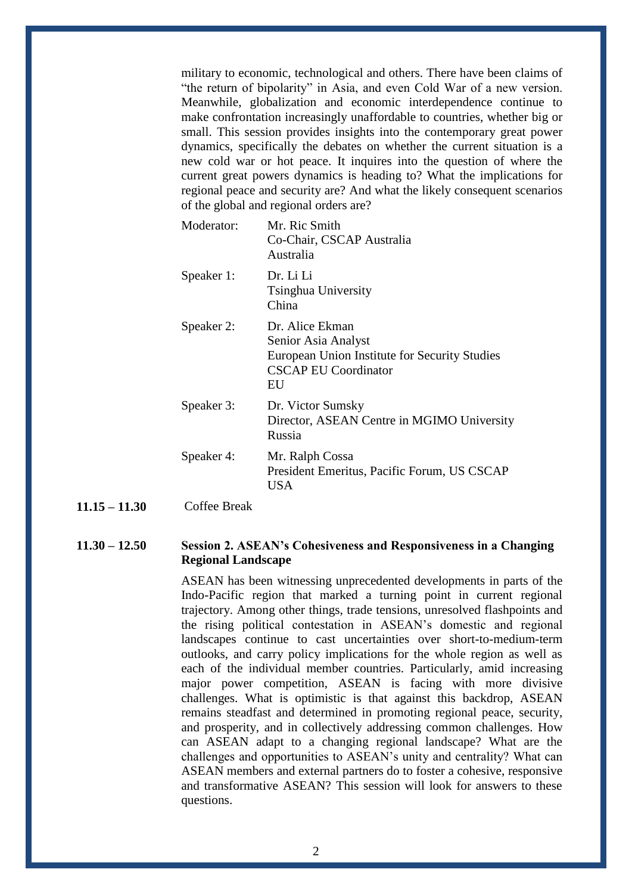military to economic, technological and others. There have been claims of "the return of bipolarity" in Asia, and even Cold War of a new version. Meanwhile, globalization and economic interdependence continue to make confrontation increasingly unaffordable to countries, whether big or small. This session provides insights into the contemporary great power dynamics, specifically the debates on whether the current situation is a new cold war or hot peace. It inquires into the question of where the current great powers dynamics is heading to? What the implications for regional peace and security are? And what the likely consequent scenarios of the global and regional orders are?

Moderator: Mr. Ric Smith
Co-Chair, CSCAP Australia
Australia

Speaker 1: Dr. Li Li
Tsinghua University
China

Speaker 2: Dr. Alice Ekman
Senior Asia Analyst
European Union Institute for Security Studies
CSCAP EU Coordinator
EU

Speaker 3: Dr. Victor Sumsky
Director, ASEAN Centre in MGIMO University
Russia

Speaker 4: Mr. Ralph Cossa
President Emeritus, Pacific Forum, US CSCAP
USA

**11.15 – 11.30** Coffee Break

**11.30 – 12.50** **Session 2. ASEAN's Cohesiveness and Responsiveness in a Changing Regional Landscape**

ASEAN has been witnessing unprecedented developments in parts of the Indo-Pacific region that marked a turning point in current regional trajectory. Among other things, trade tensions, unresolved flashpoints and the rising political contestation in ASEAN's domestic and regional landscapes continue to cast uncertainties over short-to-medium-term outlooks, and carry policy implications for the whole region as well as each of the individual member countries. Particularly, amid increasing major power competition, ASEAN is facing with more divisive challenges. What is optimistic is that against this backdrop, ASEAN remains steadfast and determined in promoting regional peace, security, and prosperity, and in collectively addressing common challenges. How can ASEAN adapt to a changing regional landscape? What are the challenges and opportunities to ASEAN's unity and centrality? What can ASEAN members and external partners do to foster a cohesive, responsive and transformative ASEAN? This session will look for answers to these questions.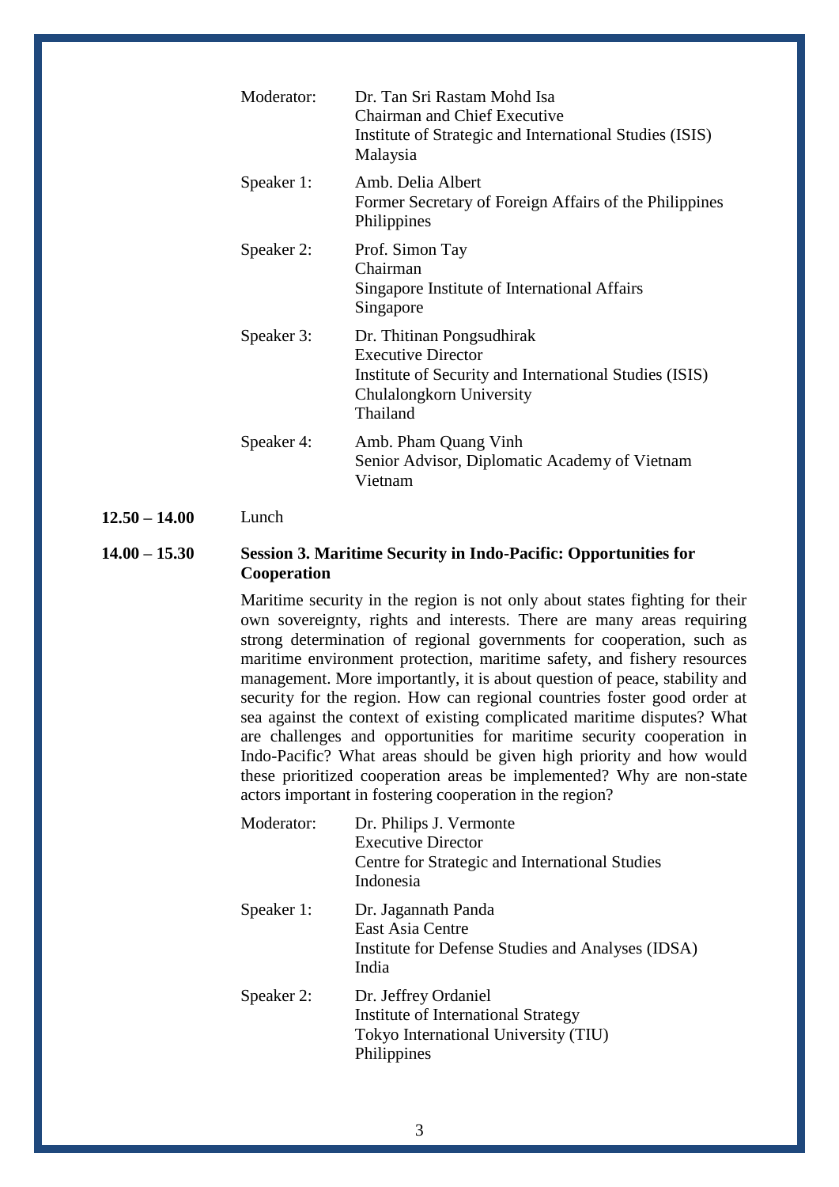| | |
|---|---|
| Moderator: | Dr. Tan Sri Rastam Mohd Isa<br>Chairman and Chief Executive<br>Institute of Strategic and International Studies (ISIS)<br>Malaysia |
| Speaker 1: | Amb. Delia Albert<br>Former Secretary of Foreign Affairs of the Philippines<br>Philippines |
| Speaker 2: | Prof. Simon Tay<br>Chairman<br>Singapore Institute of International Affairs<br>Singapore |
| Speaker 3: | Dr. Thitinan Pongsudhirak<br>Executive Director<br>Institute of Security and International Studies (ISIS)<br>Chulalongkorn University<br>Thailand |
| Speaker 4: | Amb. Pham Quang Vinh<br>Senior Advisor, Diplomatic Academy of Vietnam<br>Vietnam |

**12.50 – 14.00** Lunch

**14.00 – 15.30** **Session 3. Maritime Security in Indo-Pacific: Opportunities for Cooperation**

Maritime security in the region is not only about states fighting for their own sovereignty, rights and interests. There are many areas requiring strong determination of regional governments for cooperation, such as maritime environment protection, maritime safety, and fishery resources management. More importantly, it is about question of peace, stability and security for the region. How can regional countries foster good order at sea against the context of existing complicated maritime disputes? What are challenges and opportunities for maritime security cooperation in Indo-Pacific? What areas should be given high priority and how would these prioritized cooperation areas be implemented? Why are non-state actors important in fostering cooperation in the region?

| | |
|---|---|
| Moderator: | Dr. Philips J. Vermonte<br>Executive Director<br>Centre for Strategic and International Studies<br>Indonesia |
| Speaker 1: | Dr. Jagannath Panda<br>East Asia Centre<br>Institute for Defense Studies and Analyses (IDSA)<br>India |
| Speaker 2: | Dr. Jeffrey Ordaniel<br>Institute of International Strategy<br>Tokyo International University (TIU)<br>Philippines |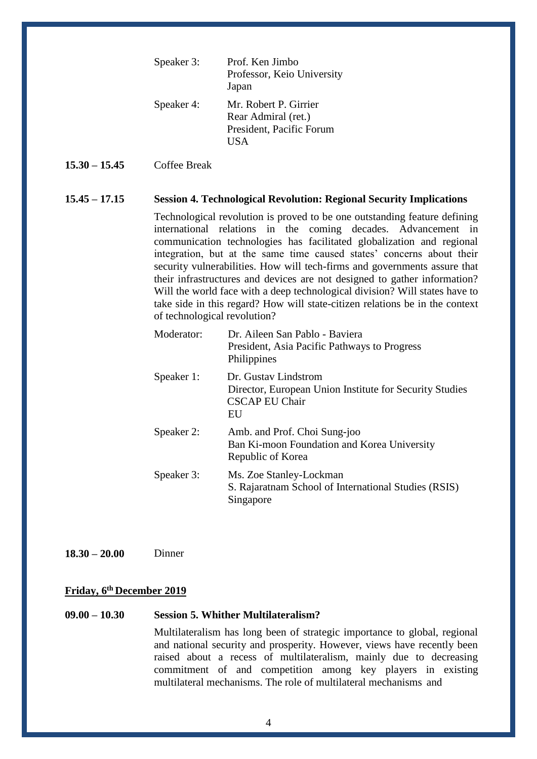Speaker 3: Prof. Ken Jimbo
Professor, Keio University
Japan

Speaker 4: Mr. Robert P. Girrier
Rear Admiral (ret.)
President, Pacific Forum
USA

**15.30 – 15.45** Coffee Break

**15.45 – 17.15** **Session 4. Technological Revolution: Regional Security Implications**

Technological revolution is proved to be one outstanding feature defining international relations in the coming decades. Advancement in communication technologies has facilitated globalization and regional integration, but at the same time caused states' concerns about their security vulnerabilities. How will tech-firms and governments assure that their infrastructures and devices are not designed to gather information? Will the world face with a deep technological division? Will states have to take side in this regard? How will state-citizen relations be in the context of technological revolution?

Moderator: Dr. Aileen San Pablo - Baviera
President, Asia Pacific Pathways to Progress
Philippines

Speaker 1: Dr. Gustav Lindstrom
Director, European Union Institute for Security Studies
CSCAP EU Chair
EU

Speaker 2: Amb. and Prof. Choi Sung-joo
Ban Ki-moon Foundation and Korea University
Republic of Korea

Speaker 3: Ms. Zoe Stanley-Lockman
S. Rajaratnam School of International Studies (RSIS)
Singapore

**18.30 – 20.00** Dinner

## Friday, 6th December 2019

**09.00 – 10.30** **Session 5. Whither Multilateralism?**

Multilateralism has long been of strategic importance to global, regional and national security and prosperity. However, views have recently been raised about a recess of multilateralism, mainly due to decreasing commitment of and competition among key players in existing multilateral mechanisms. The role of multilateral mechanisms and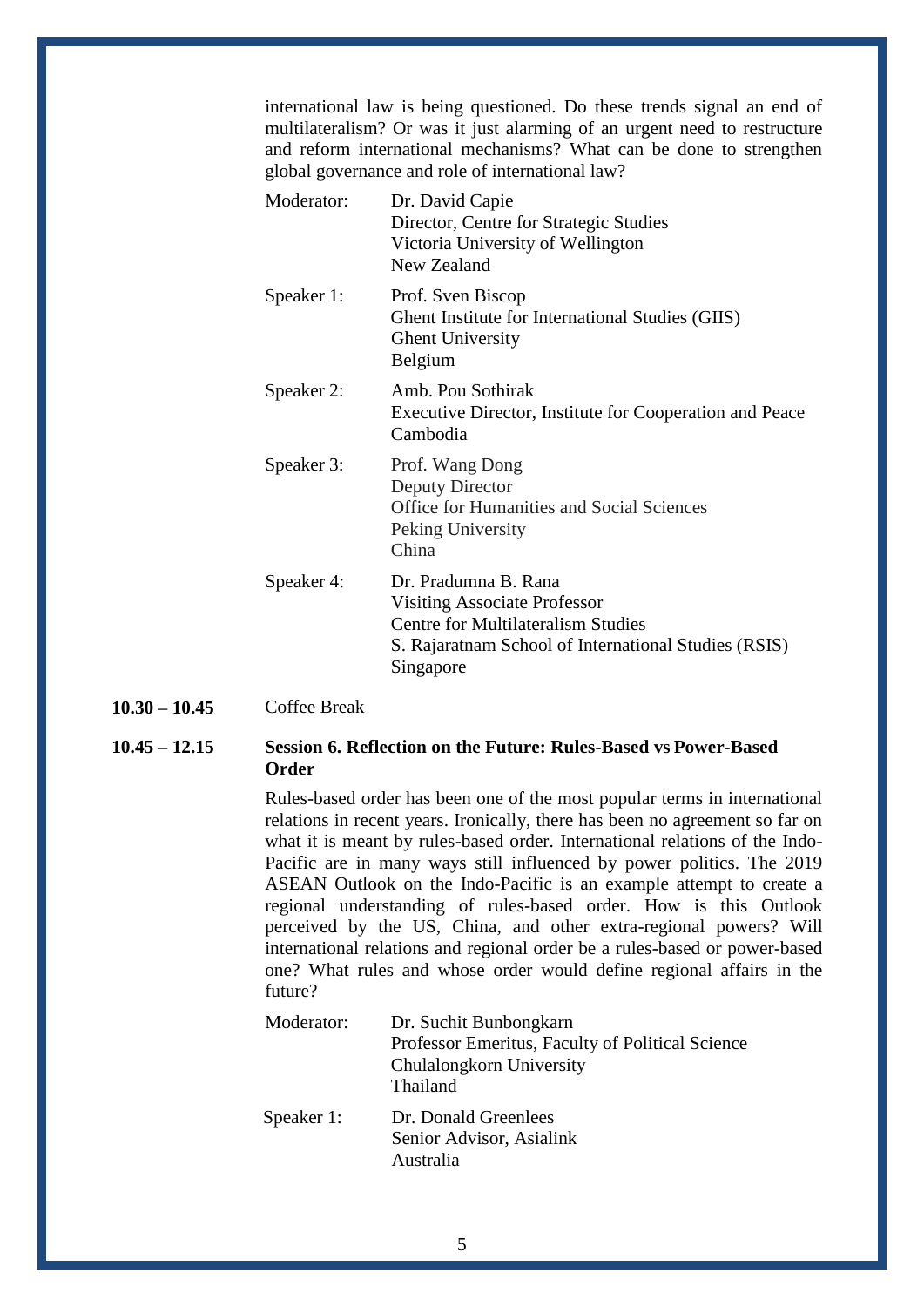international law is being questioned. Do these trends signal an end of multilateralism? Or was it just alarming of an urgent need to restructure and reform international mechanisms? What can be done to strengthen global governance and role of international law?

Moderator: Dr. David Capie
Director, Centre for Strategic Studies
Victoria University of Wellington
New Zealand

Speaker 1: Prof. Sven Biscop
Ghent Institute for International Studies (GIIS)
Ghent University
Belgium

Speaker 2: Amb. Pou Sothirak
Executive Director, Institute for Cooperation and Peace
Cambodia

Speaker 3: Prof. Wang Dong
Deputy Director
Office for Humanities and Social Sciences
Peking University
China

Speaker 4: Dr. Pradumna B. Rana
Visiting Associate Professor
Centre for Multilateralism Studies
S. Rajaratnam School of International Studies (RSIS)
Singapore

**10.30 – 10.45** Coffee Break

**10.45 – 12.15** **Session 6. Reflection on the Future: Rules-Based vs Power-Based Order**

Rules-based order has been one of the most popular terms in international relations in recent years. Ironically, there has been no agreement so far on what it is meant by rules-based order. International relations of the Indo-Pacific are in many ways still influenced by power politics. The 2019 ASEAN Outlook on the Indo-Pacific is an example attempt to create a regional understanding of rules-based order. How is this Outlook perceived by the US, China, and other extra-regional powers? Will international relations and regional order be a rules-based or power-based one? What rules and whose order would define regional affairs in the future?

Moderator: Dr. Suchit Bunbongkarn
Professor Emeritus, Faculty of Political Science
Chulalongkorn University
Thailand

Speaker 1: Dr. Donald Greenlees
Senior Advisor, Asialink
Australia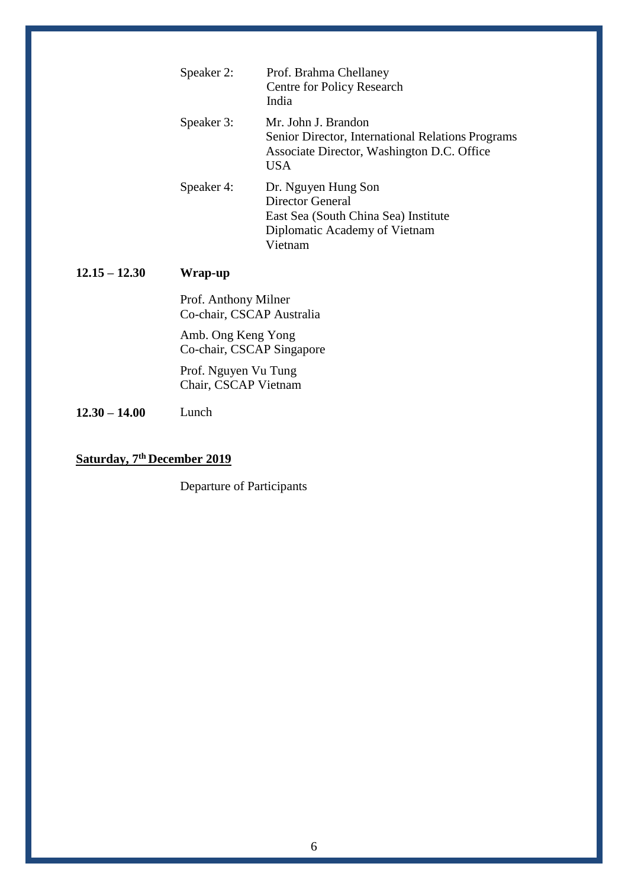Speaker 2: Prof. Brahma Chellaney
Centre for Policy Research
India

Speaker 3: Mr. John J. Brandon
Senior Director, International Relations Programs
Associate Director, Washington D.C. Office
USA

Speaker 4: Dr. Nguyen Hung Son
Director General
East Sea (South China Sea) Institute
Diplomatic Academy of Vietnam
Vietnam

**12.15 – 12.30** **Wrap-up**

Prof. Anthony Milner
Co-chair, CSCAP Australia

Amb. Ong Keng Yong
Co-chair, CSCAP Singapore

Prof. Nguyen Vu Tung
Chair, CSCAP Vietnam

**12.30 – 14.00** Lunch

**Saturday, 7th December 2019**

Departure of Participants